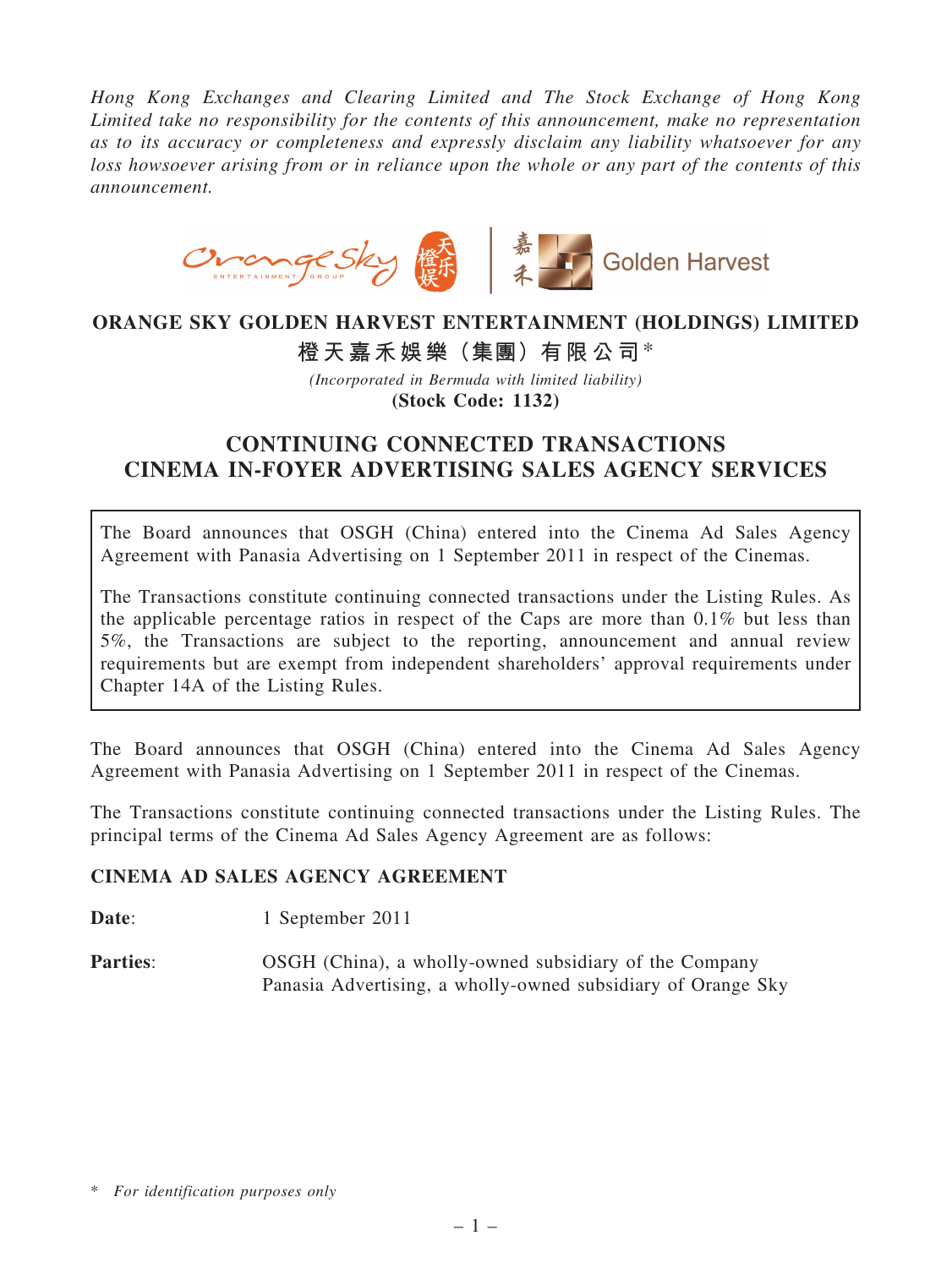*Hong Kong Exchanges and Clearing Limited and The Stock Exchange of Hong Kong Limited take no responsibility for the contents of this announcement, make no representation as to its accuracy or completeness and expressly disclaim any liability whatsoever for any loss howsoever arising from or in reliance upon the whole or any part of the contents of this announcement.*

**ORANGE SKY GOLDEN HARVEST ENTERTAINMENT (HOLDINGS) LIMITED**

**橙天嘉禾娛樂（集團）有限公司***

*(Incorporated in Bermuda with limited liability)*

**(Stock Code: 1132)**

# CONTINUING CONNECTED TRANSACTIONS CINEMA IN-FOYER ADVERTISING SALES AGENCY SERVICES

The Board announces that OSGH (China) entered into the Cinema Ad Sales Agency Agreement with Panasia Advertising on 1 September 2011 in respect of the Cinemas.

The Transactions constitute continuing connected transactions under the Listing Rules. As the applicable percentage ratios in respect of the Caps are more than 0.1% but less than 5%, the Transactions are subject to the reporting, announcement and annual review requirements but are exempt from independent shareholders' approval requirements under Chapter 14A of the Listing Rules.

The Board announces that OSGH (China) entered into the Cinema Ad Sales Agency Agreement with Panasia Advertising on 1 September 2011 in respect of the Cinemas.

The Transactions constitute continuing connected transactions under the Listing Rules. The principal terms of the Cinema Ad Sales Agency Agreement are as follows:

## CINEMA AD SALES AGENCY AGREEMENT

**Date**: 1 September 2011

**Parties**: OSGH (China), a wholly-owned subsidiary of the Company
Panasia Advertising, a wholly-owned subsidiary of Orange Sky

\* *For identification purposes only*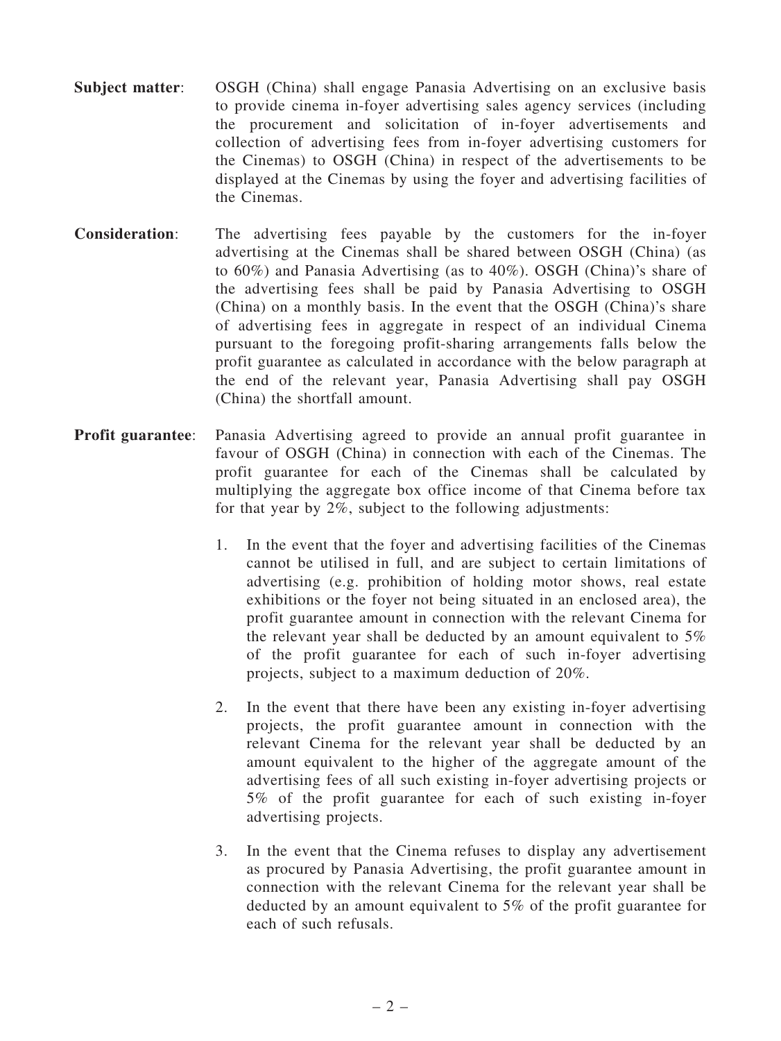**Subject matter**: OSGH (China) shall engage Panasia Advertising on an exclusive basis to provide cinema in-foyer advertising sales agency services (including the procurement and solicitation of in-foyer advertisements and collection of advertising fees from in-foyer advertising customers for the Cinemas) to OSGH (China) in respect of the advertisements to be displayed at the Cinemas by using the foyer and advertising facilities of the Cinemas.

**Consideration**: The advertising fees payable by the customers for the in-foyer advertising at the Cinemas shall be shared between OSGH (China) (as to 60%) and Panasia Advertising (as to 40%). OSGH (China)'s share of the advertising fees shall be paid by Panasia Advertising to OSGH (China) on a monthly basis. In the event that the OSGH (China)'s share of advertising fees in aggregate in respect of an individual Cinema pursuant to the foregoing profit-sharing arrangements falls below the profit guarantee as calculated in accordance with the below paragraph at the end of the relevant year, Panasia Advertising shall pay OSGH (China) the shortfall amount.

**Profit guarantee**: Panasia Advertising agreed to provide an annual profit guarantee in favour of OSGH (China) in connection with each of the Cinemas. The profit guarantee for each of the Cinemas shall be calculated by multiplying the aggregate box office income of that Cinema before tax for that year by 2%, subject to the following adjustments:

1. In the event that the foyer and advertising facilities of the Cinemas cannot be utilised in full, and are subject to certain limitations of advertising (e.g. prohibition of holding motor shows, real estate exhibitions or the foyer not being situated in an enclosed area), the profit guarantee amount in connection with the relevant Cinema for the relevant year shall be deducted by an amount equivalent to 5% of the profit guarantee for each of such in-foyer advertising projects, subject to a maximum deduction of 20%.

2. In the event that there have been any existing in-foyer advertising projects, the profit guarantee amount in connection with the relevant Cinema for the relevant year shall be deducted by an amount equivalent to the higher of the aggregate amount of the advertising fees of all such existing in-foyer advertising projects or 5% of the profit guarantee for each of such existing in-foyer advertising projects.

3. In the event that the Cinema refuses to display any advertisement as procured by Panasia Advertising, the profit guarantee amount in connection with the relevant Cinema for the relevant year shall be deducted by an amount equivalent to 5% of the profit guarantee for each of such refusals.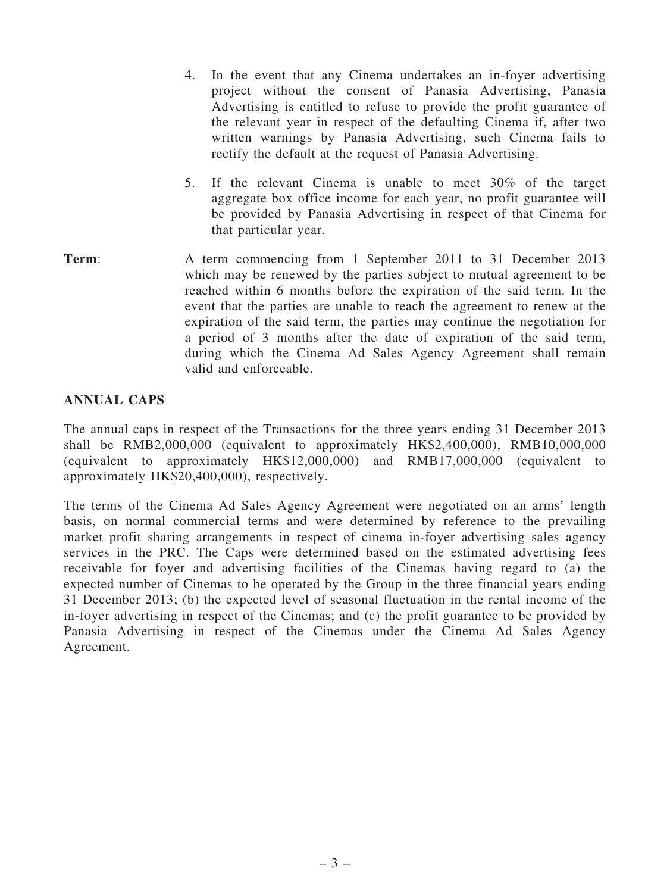4. In the event that any Cinema undertakes an in-foyer advertising project without the consent of Panasia Advertising, Panasia Advertising is entitled to refuse to provide the profit guarantee of the relevant year in respect of the defaulting Cinema if, after two written warnings by Panasia Advertising, such Cinema fails to rectify the default at the request of Panasia Advertising.

5. If the relevant Cinema is unable to meet 30% of the target aggregate box office income for each year, no profit guarantee will be provided by Panasia Advertising in respect of that Cinema for that particular year.

**Term**: A term commencing from 1 September 2011 to 31 December 2013 which may be renewed by the parties subject to mutual agreement to be reached within 6 months before the expiration of the said term. In the event that the parties are unable to reach the agreement to renew at the expiration of the said term, the parties may continue the negotiation for a period of 3 months after the date of expiration of the said term, during which the Cinema Ad Sales Agency Agreement shall remain valid and enforceable.

## ANNUAL CAPS

The annual caps in respect of the Transactions for the three years ending 31 December 2013 shall be RMB2,000,000 (equivalent to approximately HK$2,400,000), RMB10,000,000 (equivalent to approximately HK$12,000,000) and RMB17,000,000 (equivalent to approximately HK$20,400,000), respectively.

The terms of the Cinema Ad Sales Agency Agreement were negotiated on an arms' length basis, on normal commercial terms and were determined by reference to the prevailing market profit sharing arrangements in respect of cinema in-foyer advertising sales agency services in the PRC. The Caps were determined based on the estimated advertising fees receivable for foyer and advertising facilities of the Cinemas having regard to (a) the expected number of Cinemas to be operated by the Group in the three financial years ending 31 December 2013; (b) the expected level of seasonal fluctuation in the rental income of the in-foyer advertising in respect of the Cinemas; and (c) the profit guarantee to be provided by Panasia Advertising in respect of the Cinemas under the Cinema Ad Sales Agency Agreement.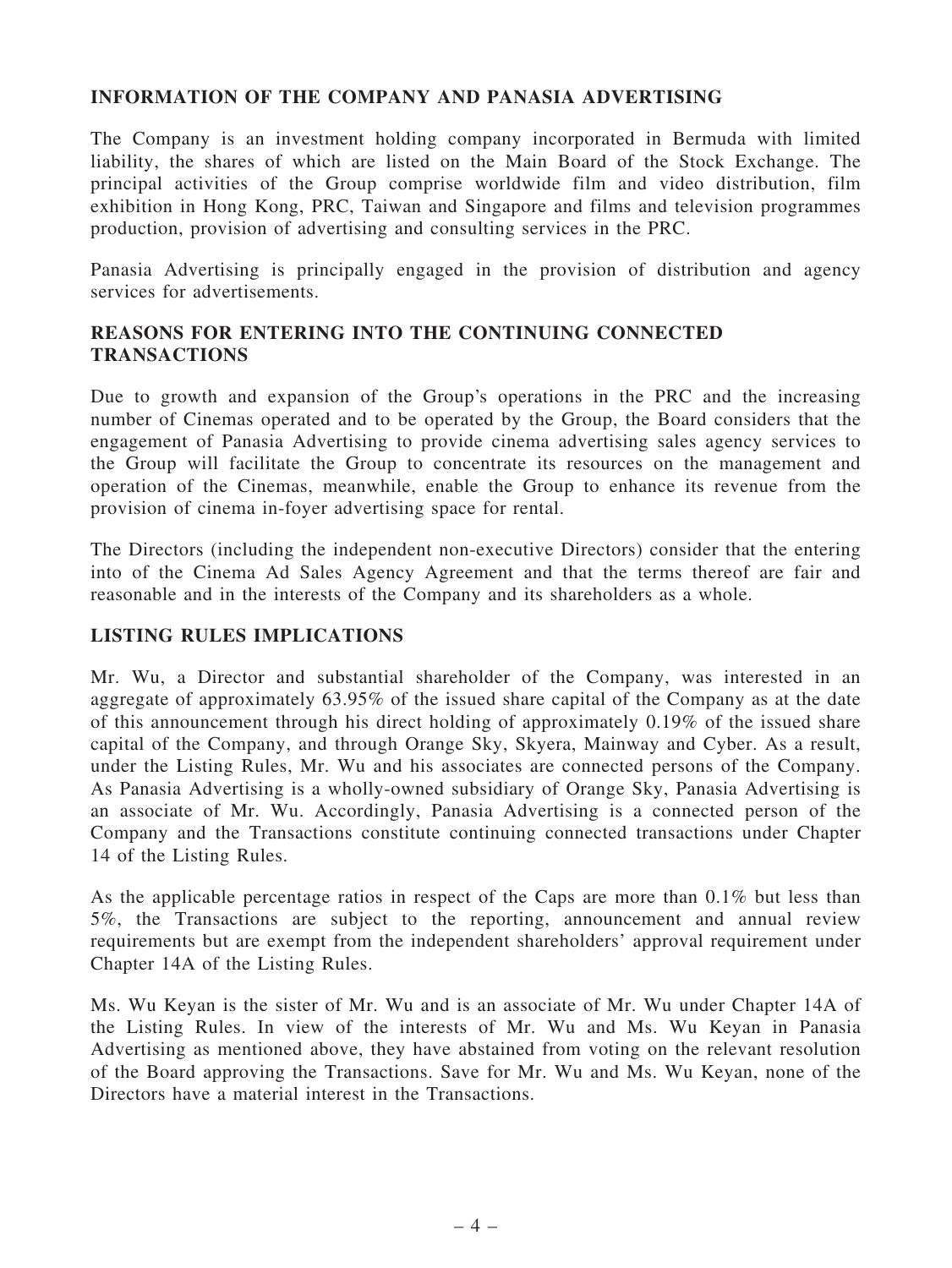## INFORMATION OF THE COMPANY AND PANASIA ADVERTISING

The Company is an investment holding company incorporated in Bermuda with limited liability, the shares of which are listed on the Main Board of the Stock Exchange. The principal activities of the Group comprise worldwide film and video distribution, film exhibition in Hong Kong, PRC, Taiwan and Singapore and films and television programmes production, provision of advertising and consulting services in the PRC.

Panasia Advertising is principally engaged in the provision of distribution and agency services for advertisements.

## REASONS FOR ENTERING INTO THE CONTINUING CONNECTED TRANSACTIONS

Due to growth and expansion of the Group's operations in the PRC and the increasing number of Cinemas operated and to be operated by the Group, the Board considers that the engagement of Panasia Advertising to provide cinema advertising sales agency services to the Group will facilitate the Group to concentrate its resources on the management and operation of the Cinemas, meanwhile, enable the Group to enhance its revenue from the provision of cinema in-foyer advertising space for rental.

The Directors (including the independent non-executive Directors) consider that the entering into of the Cinema Ad Sales Agency Agreement and that the terms thereof are fair and reasonable and in the interests of the Company and its shareholders as a whole.

## LISTING RULES IMPLICATIONS

Mr. Wu, a Director and substantial shareholder of the Company, was interested in an aggregate of approximately 63.95% of the issued share capital of the Company as at the date of this announcement through his direct holding of approximately 0.19% of the issued share capital of the Company, and through Orange Sky, Skyera, Mainway and Cyber. As a result, under the Listing Rules, Mr. Wu and his associates are connected persons of the Company. As Panasia Advertising is a wholly-owned subsidiary of Orange Sky, Panasia Advertising is an associate of Mr. Wu. Accordingly, Panasia Advertising is a connected person of the Company and the Transactions constitute continuing connected transactions under Chapter 14 of the Listing Rules.

As the applicable percentage ratios in respect of the Caps are more than 0.1% but less than 5%, the Transactions are subject to the reporting, announcement and annual review requirements but are exempt from the independent shareholders' approval requirement under Chapter 14A of the Listing Rules.

Ms. Wu Keyan is the sister of Mr. Wu and is an associate of Mr. Wu under Chapter 14A of the Listing Rules. In view of the interests of Mr. Wu and Ms. Wu Keyan in Panasia Advertising as mentioned above, they have abstained from voting on the relevant resolution of the Board approving the Transactions. Save for Mr. Wu and Ms. Wu Keyan, none of the Directors have a material interest in the Transactions.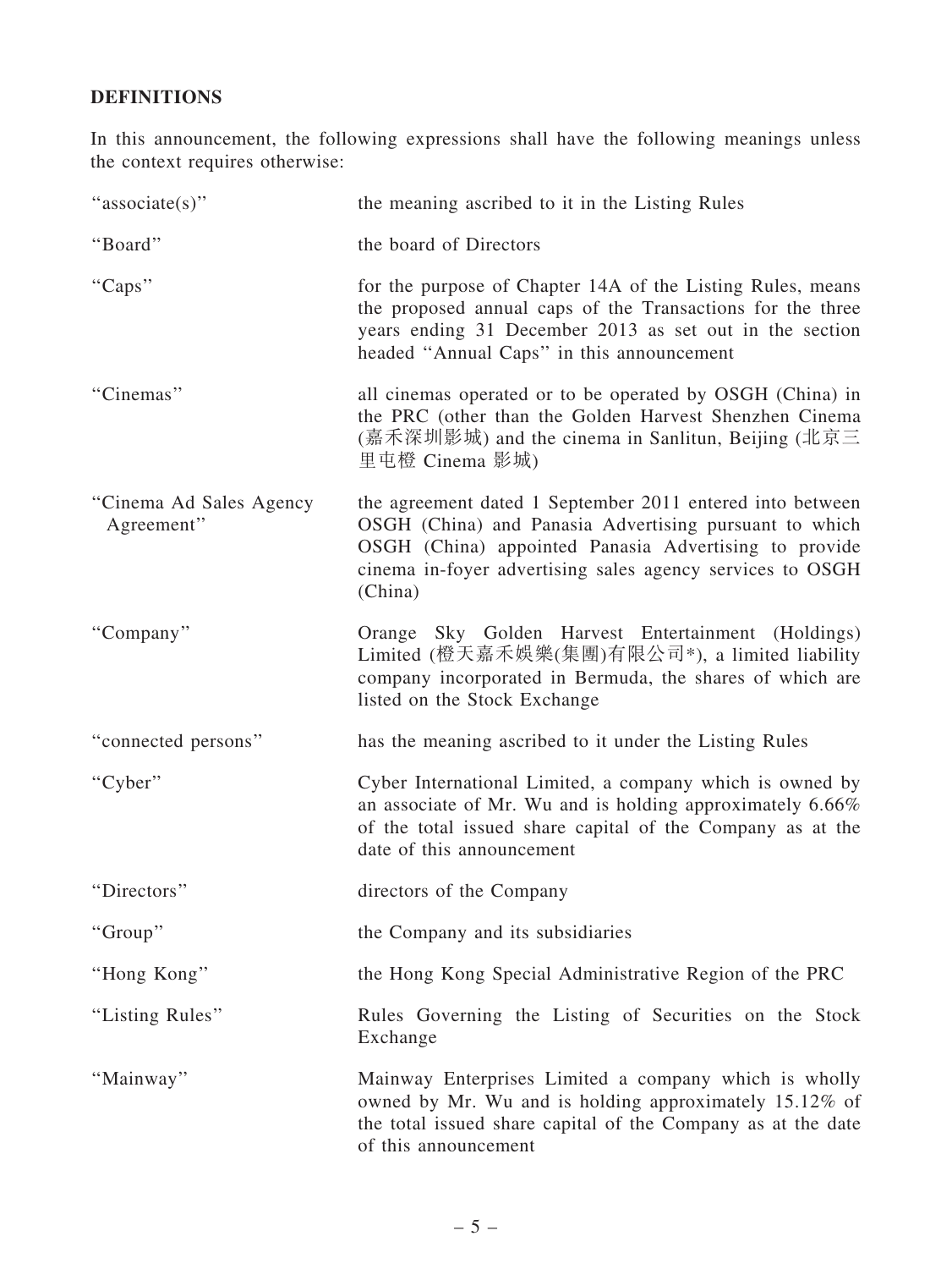## DEFINITIONS

In this announcement, the following expressions shall have the following meanings unless the context requires otherwise:

| | |
|---|---|
| "associate(s)" | the meaning ascribed to it in the Listing Rules |
| "Board" | the board of Directors |
| "Caps" | for the purpose of Chapter 14A of the Listing Rules, means the proposed annual caps of the Transactions for the three years ending 31 December 2013 as set out in the section headed "Annual Caps" in this announcement |
| "Cinemas" | all cinemas operated or to be operated by OSGH (China) in the PRC (other than the Golden Harvest Shenzhen Cinema (嘉禾深圳影城) and the cinema in Sanlitun, Beijing (北京三里屯橙 Cinema 影城) |
| "Cinema Ad Sales Agency Agreement" | the agreement dated 1 September 2011 entered into between OSGH (China) and Panasia Advertising pursuant to which OSGH (China) appointed Panasia Advertising to provide cinema in-foyer advertising sales agency services to OSGH (China) |
| "Company" | Orange Sky Golden Harvest Entertainment (Holdings) Limited (橙天嘉禾娛樂(集團)有限公司*), a limited liability company incorporated in Bermuda, the shares of which are listed on the Stock Exchange |
| "connected persons" | has the meaning ascribed to it under the Listing Rules |
| "Cyber" | Cyber International Limited, a company which is owned by an associate of Mr. Wu and is holding approximately 6.66% of the total issued share capital of the Company as at the date of this announcement |
| "Directors" | directors of the Company |
| "Group" | the Company and its subsidiaries |
| "Hong Kong" | the Hong Kong Special Administrative Region of the PRC |
| "Listing Rules" | Rules Governing the Listing of Securities on the Stock Exchange |
| "Mainway" | Mainway Enterprises Limited a company which is wholly owned by Mr. Wu and is holding approximately 15.12% of the total issued share capital of the Company as at the date of this announcement |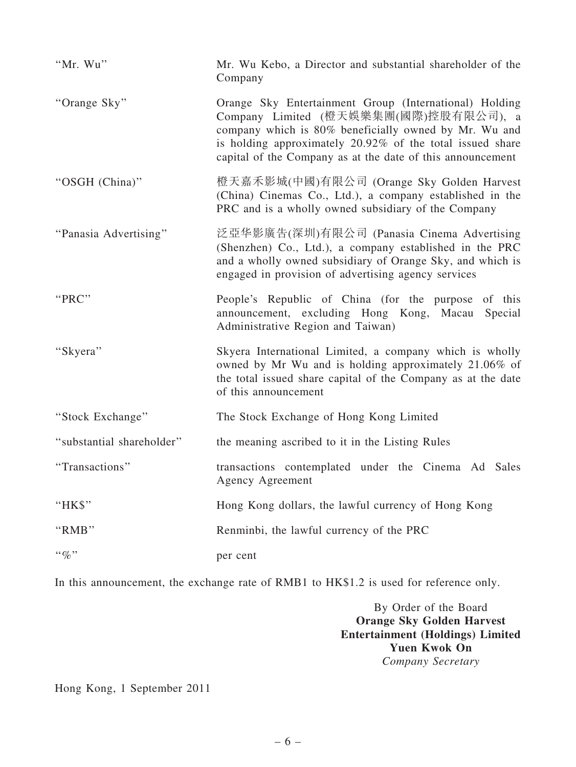| | |
|---|---|
| "Mr. Wu" | Mr. Wu Kebo, a Director and substantial shareholder of the Company |
| "Orange Sky" | Orange Sky Entertainment Group (International) Holding Company Limited (橙天娛樂集團(國際)控股有限公司), a company which is 80% beneficially owned by Mr. Wu and is holding approximately 20.92% of the total issued share capital of the Company as at the date of this announcement |
| "OSGH (China)" | 橙天嘉禾影城(中國)有限公司 (Orange Sky Golden Harvest (China) Cinemas Co., Ltd.), a company established in the PRC and is a wholly owned subsidiary of the Company |
| "Panasia Advertising" | 泛亞华影廣告(深圳)有限公司 (Panasia Cinema Advertising (Shenzhen) Co., Ltd.), a company established in the PRC and a wholly owned subsidiary of Orange Sky, and which is engaged in provision of advertising agency services |
| "PRC" | People's Republic of China (for the purpose of this announcement, excluding Hong Kong, Macau Special Administrative Region and Taiwan) |
| "Skyera" | Skyera International Limited, a company which is wholly owned by Mr Wu and is holding approximately 21.06% of the total issued share capital of the Company as at the date of this announcement |
| "Stock Exchange" | The Stock Exchange of Hong Kong Limited |
| "substantial shareholder" | the meaning ascribed to it in the Listing Rules |
| "Transactions" | transactions contemplated under the Cinema Ad Sales Agency Agreement |
| "HK$" | Hong Kong dollars, the lawful currency of Hong Kong |
| "RMB" | Renminbi, the lawful currency of the PRC |
| "%" | per cent |

In this announcement, the exchange rate of RMB1 to HK$1.2 is used for reference only.

By Order of the Board
**Orange Sky Golden Harvest Entertainment (Holdings) Limited**
**Yuen Kwok On**
*Company Secretary*

Hong Kong, 1 September 2011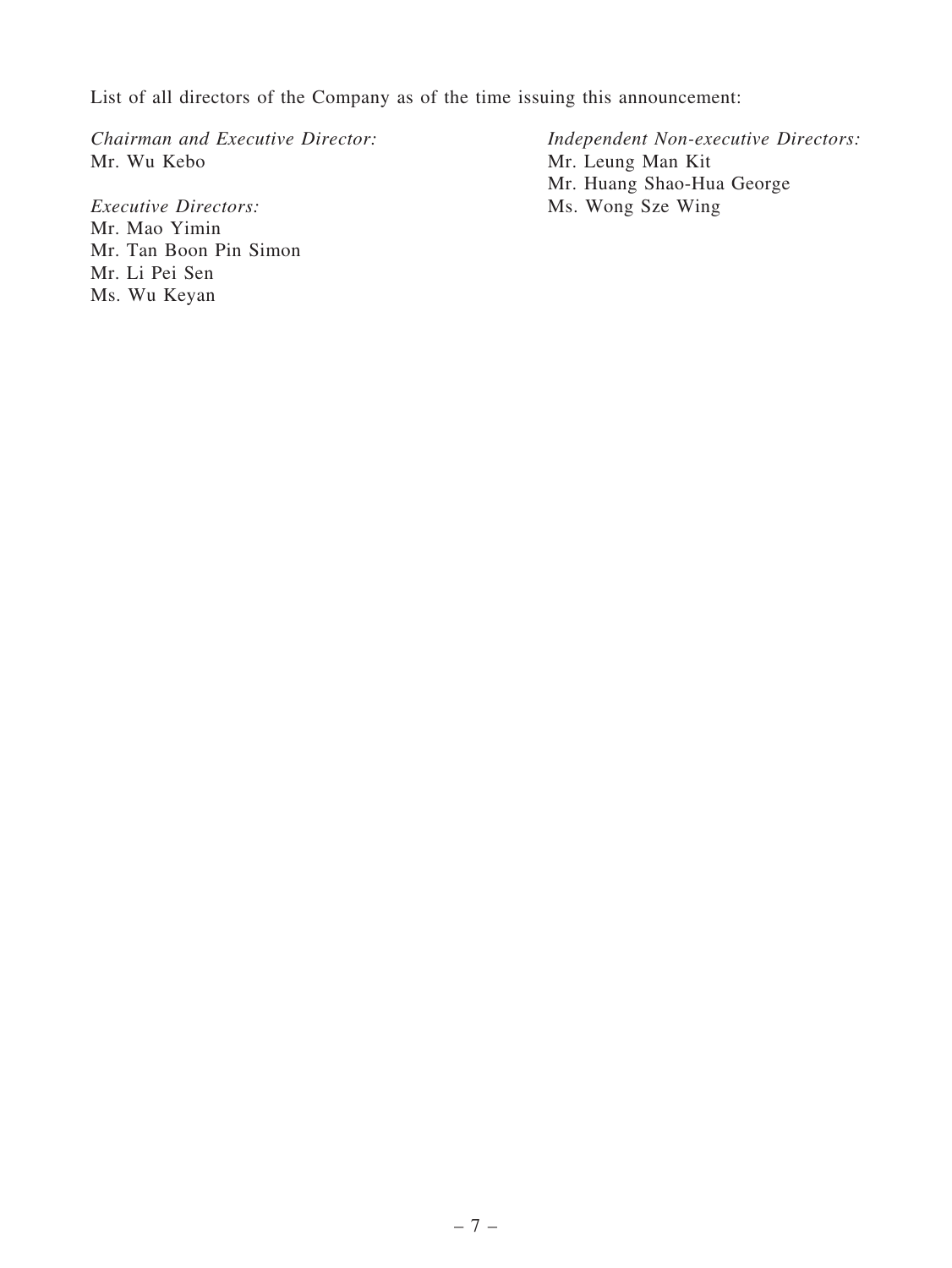List of all directors of the Company as of the time issuing this announcement:

*Chairman and Executive Director:*
Mr. Wu Kebo

*Executive Directors:*
Mr. Mao Yimin
Mr. Tan Boon Pin Simon
Mr. Li Pei Sen
Ms. Wu Keyan

*Independent Non-executive Directors:*
Mr. Leung Man Kit
Mr. Huang Shao-Hua George
Ms. Wong Sze Wing